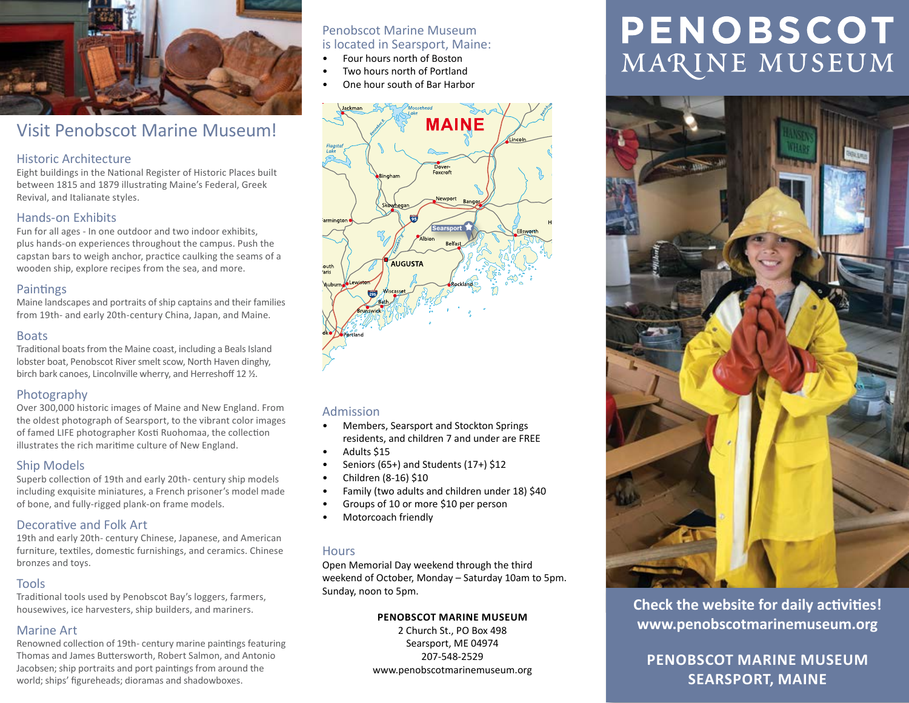# Visit Penobscot Marine Museum!

## Historic Architecture

Eight buildings in the National Register of Historic Places built between 1815 and 1879 illustrating Maine's Federal, Greek Revival, and Italianate styles.

## Hands-on Exhibits

Fun for all ages - In one outdoor and two indoor exhibits, plus hands-on experiences throughout the campus. Push the capstan bars to weigh anchor, practice caulking the seams of a wooden ship, explore recipes from the sea, and more.

## Paintings

Maine landscapes and portraits of ship captains and their families from 19th- and early 20th-century China, Japan, and Maine.

## Boats

Traditional boats from the Maine coast, including a Beals Island lobster boat, Penobscot River smelt scow, North Haven dinghy, birch bark canoes, Lincolnville wherry, and Herreshoff 12 ½.

## Photography

Over 300,000 historic images of Maine and New England. From the oldest photograph of Searsport, to the vibrant color images of famed LIFE photographer Kosti Ruohomaa, the collection illustrates the rich maritime culture of New England.

## Ship Models

Superb collection of 19th and early 20th- century ship models including exquisite miniatures, a French prisoner's model made of bone, and fully-rigged plank-on frame models.

## Decorative and Folk Art

19th and early 20th- century Chinese, Japanese, and American furniture, textiles, domestic furnishings, and ceramics. Chinese bronzes and toys.

## Tools

Traditional tools used by Penobscot Bay's loggers, farmers, housewives, ice harvesters, ship builders, and mariners.

## Marine Art

Renowned collection of 19th- century marine paintings featuring Thomas and James Buttersworth, Robert Salmon, and Antonio Jacobsen; ship portraits and port paintings from around the world; ships' figureheads; dioramas and shadowboxes.

## Penobscot Marine Museum is located in Searsport, Maine:

- Four hours north of Boston
- Two hours north of Portland
- One hour south of Bar Harbor

## Admission

- Members, Searsport and Stockton Springs residents, and children 7 and under are FREE
- Adults $15
- Seniors (65+) and Students (17+) $12
- Children (8-16) $10
- Family (two adults and children under 18) $40
- Groups of 10 or more $10 per person
- Motorcoach friendly

## Hours

Open Memorial Day weekend through the third weekend of October, Monday – Saturday 10am to 5pm. Sunday, noon to 5pm.

**PENOBSCOT MARINE MUSEUM**
2 Church St., PO Box 498
Searsport, ME 04974
207-548-2529
www.penobscotmarinemuseum.org

# PENOBSCOT MARINE MUSEUM

**Check the website for daily activities!**
**www.penobscotmarinemuseum.org**

**PENOBSCOT MARINE MUSEUM**
**SEARSPORT, MAINE**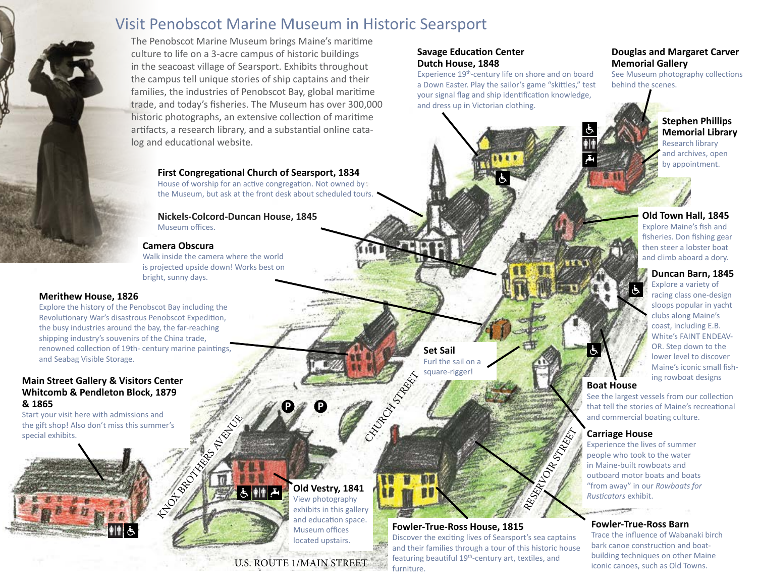# Visit Penobscot Marine Museum in Historic Searsport

The Penobscot Marine Museum brings Maine's maritime culture to life on a 3-acre campus of historic buildings in the seacoast village of Searsport. Exhibits throughout the campus tell unique stories of ship captains and their families, the industries of Penobscot Bay, global maritime trade, and today's fisheries. The Museum has over 300,000 historic photographs, an extensive collection of maritime artifacts, a research library, and a substantial online catalog and educational website.

**First Congregational Church of Searsport, 1834**
House of worship for an active congregation. Not owned by the Museum, but ask at the front desk about scheduled tours.

**Nickels-Colcord-Duncan House, 1845**
Museum offices.

**Camera Obscura**
Walk inside the camera where the world is projected upside down! Works best on bright, sunny days.

**Merithew House, 1826**
Explore the history of the Penobscot Bay including the Revolutionary War's disastrous Penobscot Expedition, the busy industries around the bay, the far-reaching shipping industry's souvenirs of the China trade, renowned collection of 19th- century marine paintings, and Seabag Visible Storage.

**Main Street Gallery & Visitors Center Whitcomb & Pendleton Block, 1879 & 1865**
Start your visit here with admissions and the gift shop! Also don't miss this summer's special exhibits.

**Old Vestry, 1841**
View photography exhibits in this gallery and education space. Museum offices located upstairs.

**Savage Education Center Dutch House, 1848**
Experience 19th-century life on shore and on board a Down Easter. Play the sailor's game "skittles," test your signal flag and ship identification knowledge, and dress up in Victorian clothing.

**Douglas and Margaret Carver Memorial Gallery**
See Museum photography collections behind the scenes.

**Stephen Phillips Memorial Library**
Research library and archives, open by appointment.

**Old Town Hall, 1845**
Explore Maine's fish and fisheries. Don fishing gear then steer a lobster boat and climb aboard a dory.

**Duncan Barn, 1845**
Explore a variety of racing class one-design sloops popular in yacht clubs along Maine's coast, including E.B. White's FAINT ENDEAVOR. Step down to the lower level to discover Maine's iconic small fishing rowboat designs

**Set Sail**
Furl the sail on a square-rigger!

**Boat House**
See the largest vessels from our collection that tell the stories of Maine's recreational and commercial boating culture.

**Carriage House**
Experience the lives of summer people who took to the water in Maine-built rowboats and outboard motor boats and boats "from away" in our *Rowboats for Rusticators* exhibit.

**Fowler-True-Ross House, 1815**
Discover the exciting lives of Searsport's sea captains and their families through a tour of this historic house featuring beautiful 19th-century art, textiles, and furniture.

**Fowler-True-Ross Barn**
Trace the influence of Wabanaki birch bark canoe construction and boat-building techniques on other Maine iconic canoes, such as Old Towns.

KNOX BROTHERS AVENUE

CHURCH STREET

RESERVOIR STREET

U.S. ROUTE 1/MAIN STREET